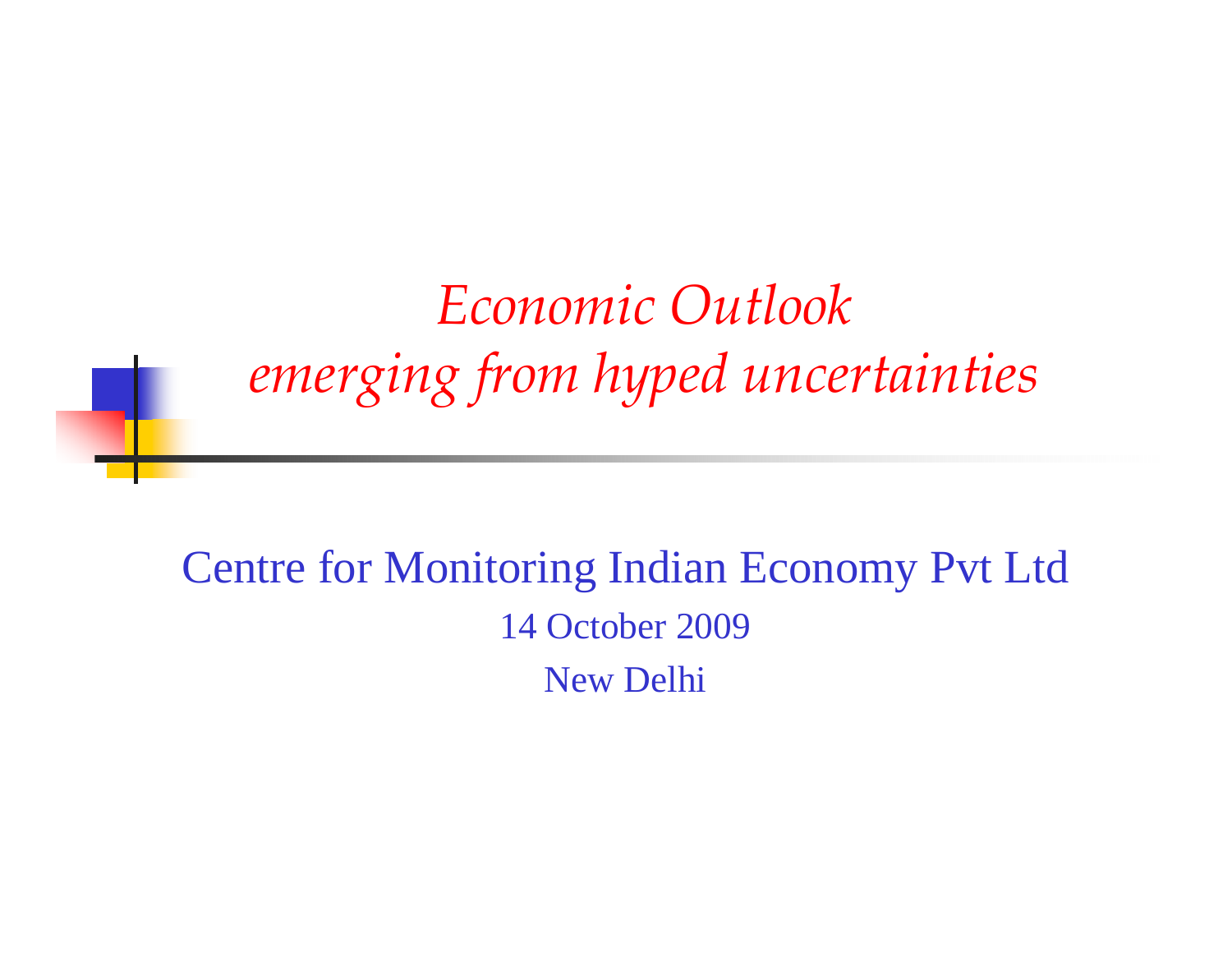# *Economic Outlook*
# *emerging from hyped uncertainties*

Centre for Monitoring Indian Economy Pvt Ltd

14 October 2009

New Delhi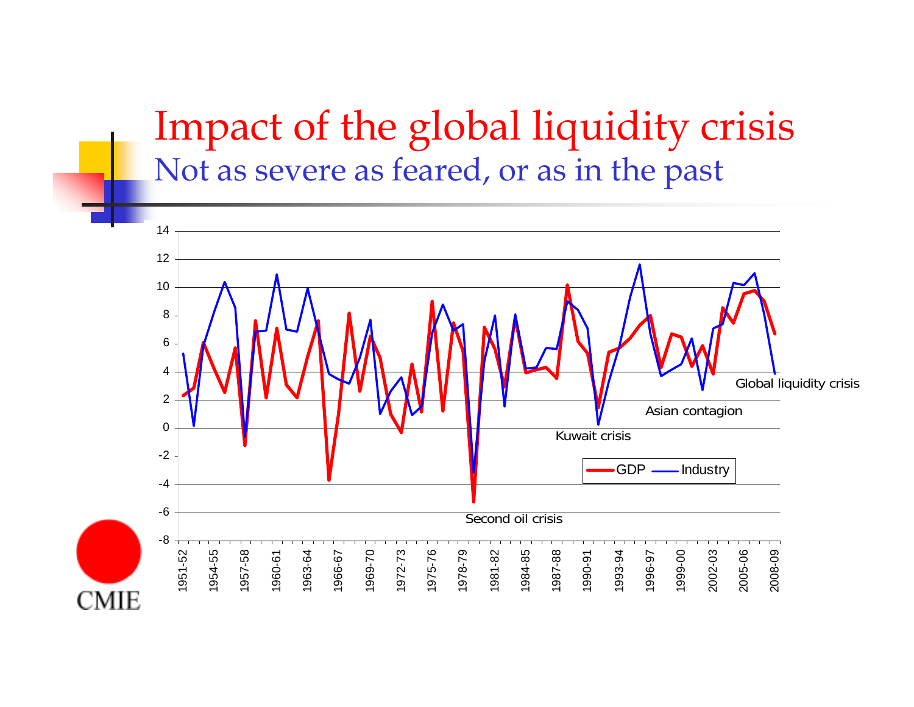# Impact of the global liquidity crisis

## Not as severe as feared, or as in the past

Chart legend: GDP, Industry

Y-axis: -8 to 14

X-axis: 1951-52, 1954-55, 1957-58, 1960-61, 1963-64, 1966-67, 1969-70, 1972-73, 1975-76, 1978-79, 1981-82, 1984-85, 1987-88, 1990-91, 1993-94, 1996-97, 1999-00, 2002-03, 2005-06, 2008-09

Annotations: Second oil crisis, Kuwait crisis, Asian contagion, Global liquidity crisis

CMIE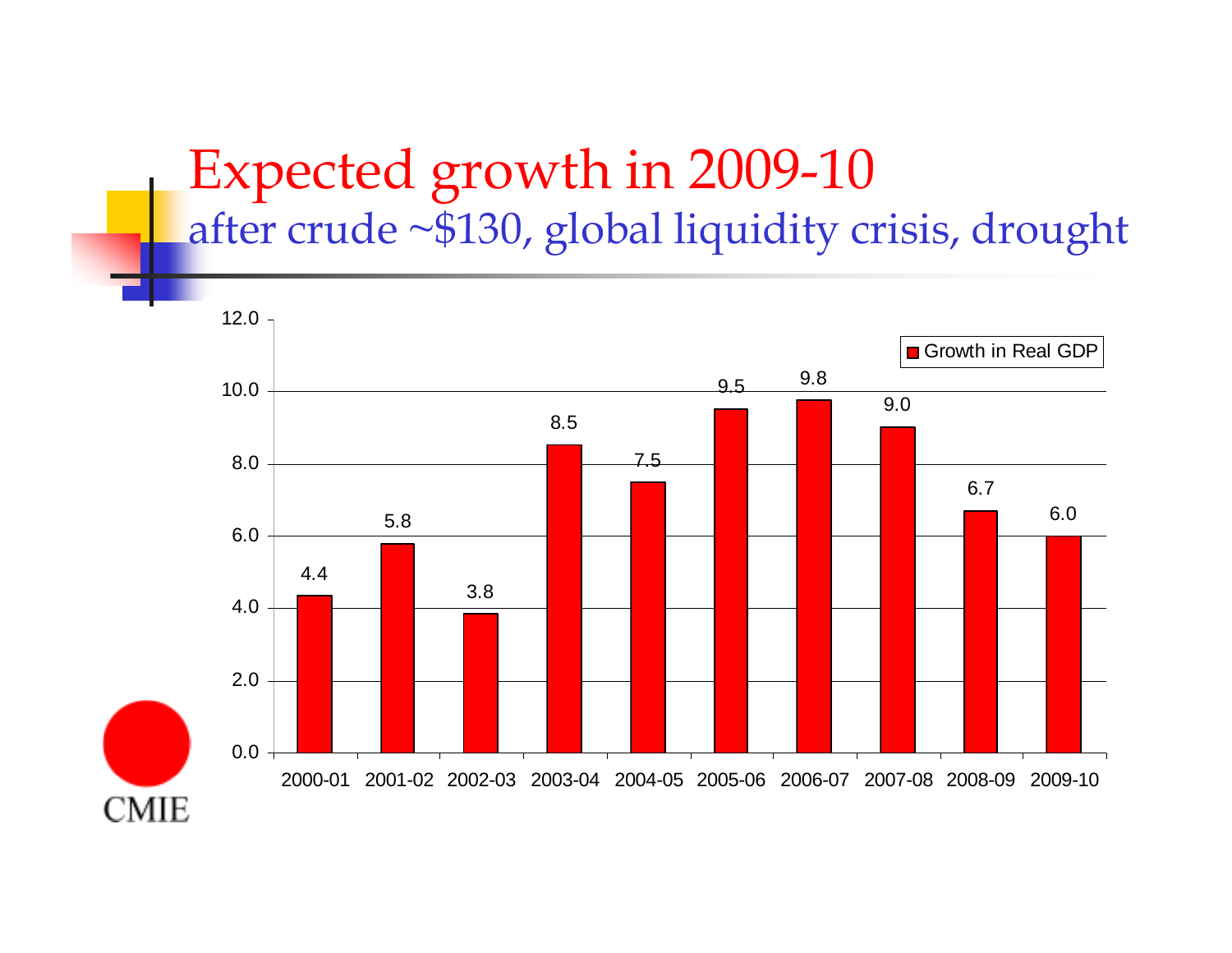# Expected growth in 2009-10

## after crude ~$130, global liquidity crisis, drought

| Year | Growth in Real GDP |
|---|---|
| 2000-01 | 4.4 |
| 2001-02 | 5.8 |
| 2002-03 | 3.8 |
| 2003-04 | 8.5 |
| 2004-05 | 7.5 |
| 2005-06 | 9.5 |
| 2006-07 | 9.8 |
| 2007-08 | 9.0 |
| 2008-09 | 6.7 |
| 2009-10 | 6.0 |

CMIE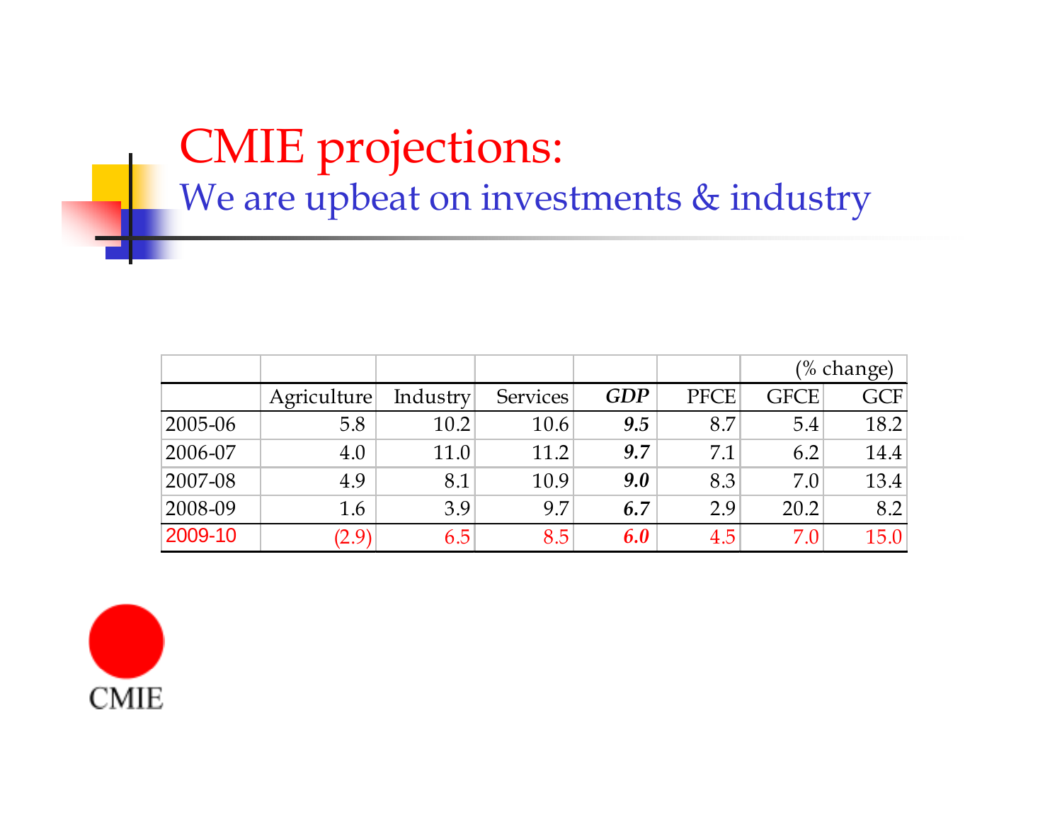# CMIE projections:

## We are upbeat on investments & industry

| | | | | | | (% change) | |
|---|---|---|---|---|---|---|---|
| | Agriculture | Industry | Services | ***GDP*** | PFCE | GFCE | GCF |
| 2005-06 | 5.8 | 10.2 | 10.6 | ***9.5*** | 8.7 | 5.4 | 18.2 |
| 2006-07 | 4.0 | 11.0 | 11.2 | ***9.7*** | 7.1 | 6.2 | 14.4 |
| 2007-08 | 4.9 | 8.1 | 10.9 | ***9.0*** | 8.3 | 7.0 | 13.4 |
| 2008-09 | 1.6 | 3.9 | 9.7 | ***6.7*** | 2.9 | 20.2 | 8.2 |
| 2009-10 | (2.9) | 6.5 | 8.5 | ***6.0*** | 4.5 | 7.0 | 15.0 |

CMIE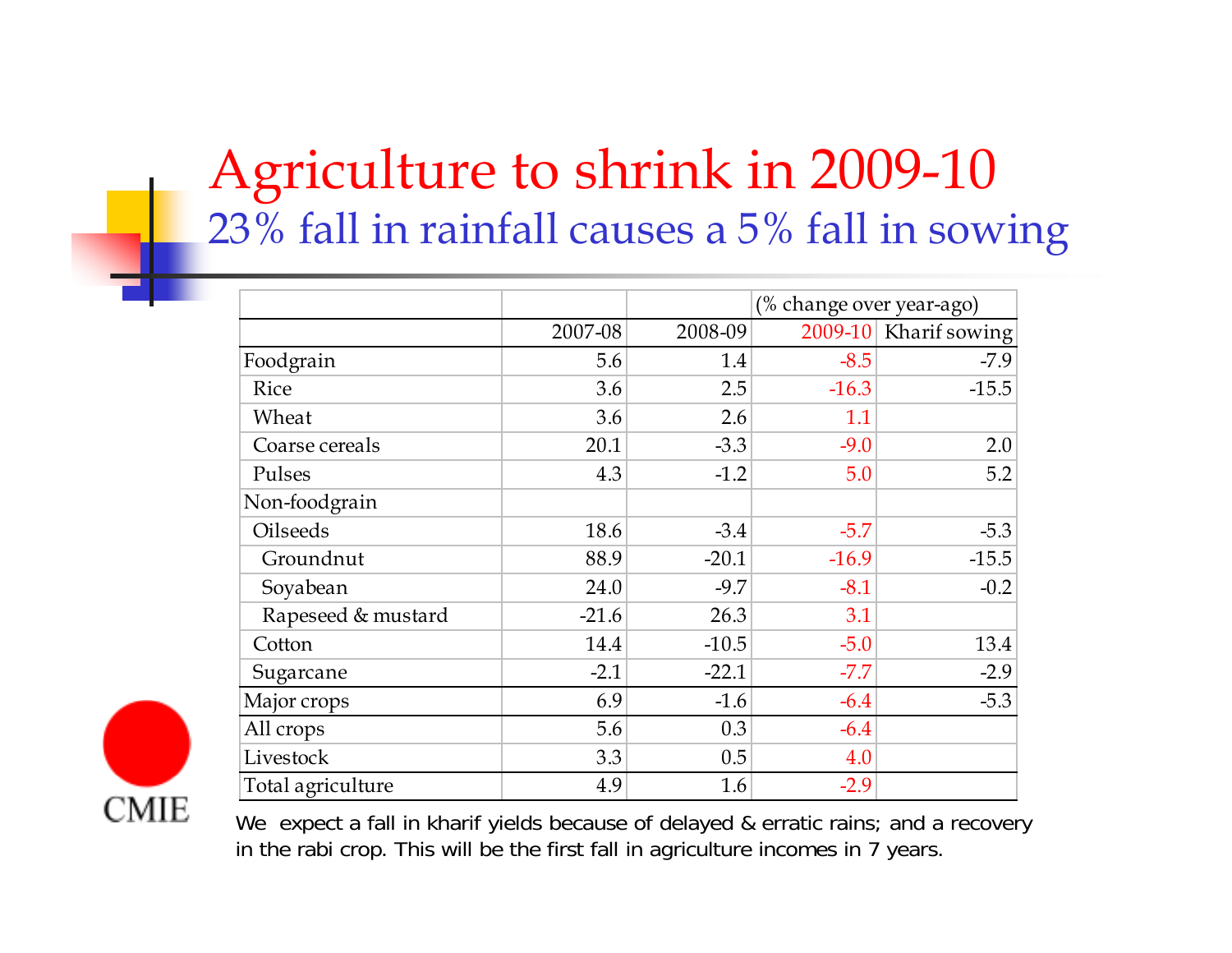# Agriculture to shrink in 2009-10

## 23% fall in rainfall causes a 5% fall in sowing

| | | | (% change over year-ago) | |
|---|---|---|---|---|
| | 2007-08 | 2008-09 | 2009-10 | Kharif sowing |
| Foodgrain | 5.6 | 1.4 | -8.5 | -7.9 |
| Rice | 3.6 | 2.5 | -16.3 | -15.5 |
| Wheat | 3.6 | 2.6 | 1.1 | |
| Coarse cereals | 20.1 | -3.3 | -9.0 | 2.0 |
| Pulses | 4.3 | -1.2 | 5.0 | 5.2 |
| Non-foodgrain | | | | |
| Oilseeds | 18.6 | -3.4 | -5.7 | -5.3 |
| Groundnut | 88.9 | -20.1 | -16.9 | -15.5 |
| Soyabean | 24.0 | -9.7 | -8.1 | -0.2 |
| Rapeseed & mustard | -21.6 | 26.3 | 3.1 | |
| Cotton | 14.4 | -10.5 | -5.0 | 13.4 |
| Sugarcane | -2.1 | -22.1 | -7.7 | -2.9 |
| Major crops | 6.9 | -1.6 | -6.4 | -5.3 |
| All crops | 5.6 | 0.3 | -6.4 | |
| Livestock | 3.3 | 0.5 | 4.0 | |
| Total agriculture | 4.9 | 1.6 | -2.9 | |

We expect a fall in kharif yields because of delayed & erratic rains; and a recovery in the rabi crop. This will be the first fall in agriculture incomes in 7 years.

CMIE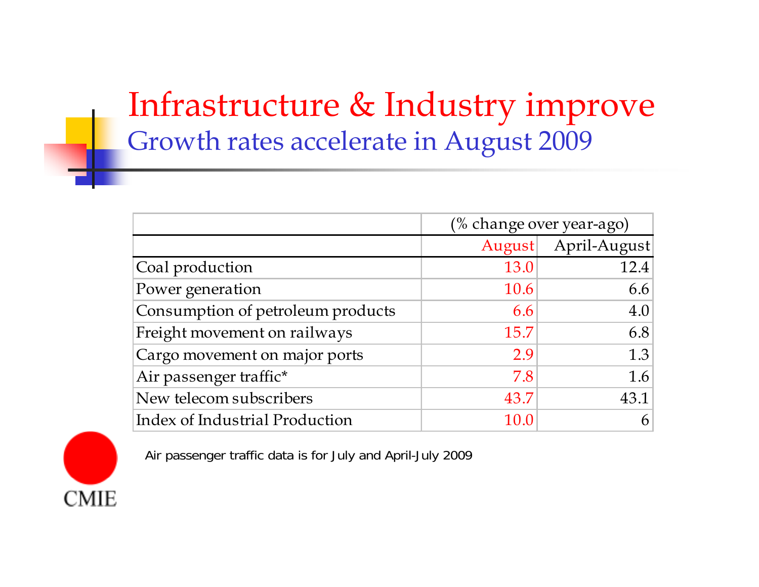# Infrastructure & Industry improve

## Growth rates accelerate in August 2009

| | (% change over year-ago) | |
|---|---|---|
| | August | April-August |
| Coal production | 13.0 | 12.4 |
| Power generation | 10.6 | 6.6 |
| Consumption of petroleum products | 6.6 | 4.0 |
| Freight movement on railways | 15.7 | 6.8 |
| Cargo movement on major ports | 2.9 | 1.3 |
| Air passenger traffic* | 7.8 | 1.6 |
| New telecom subscribers | 43.7 | 43.1 |
| Index of Industrial Production | 10.0 | 6 |

Air passenger traffic data is for July and April-July 2009

CMIE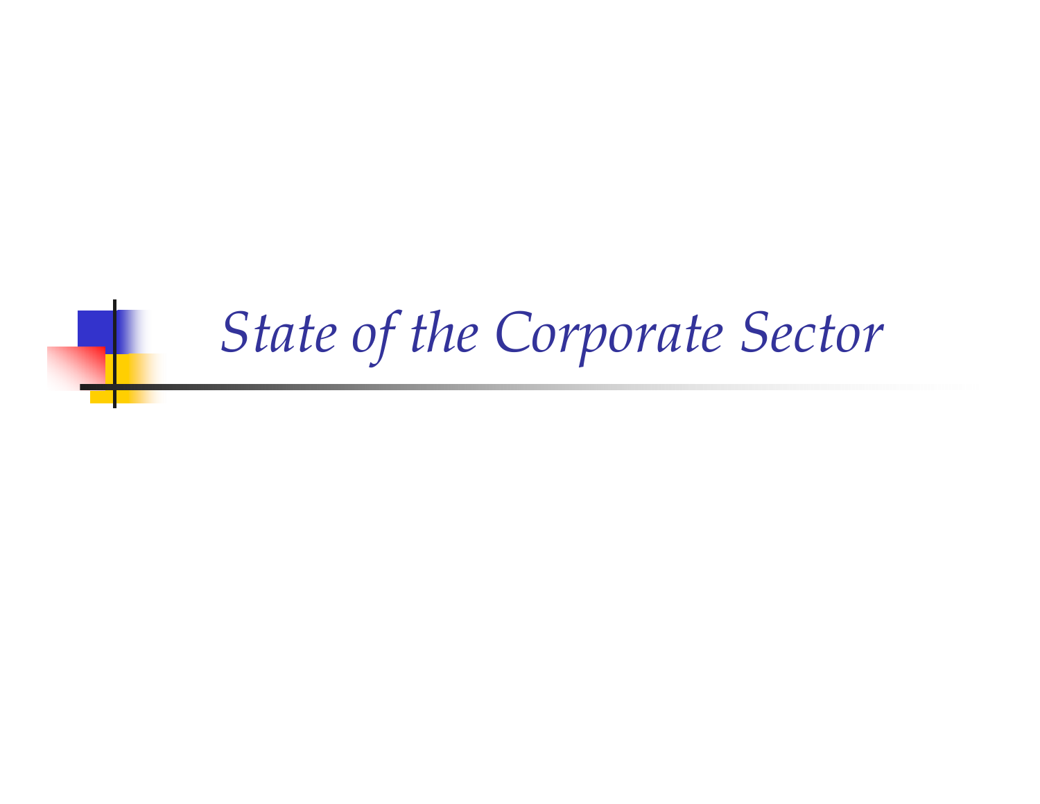# *State of the Corporate Sector*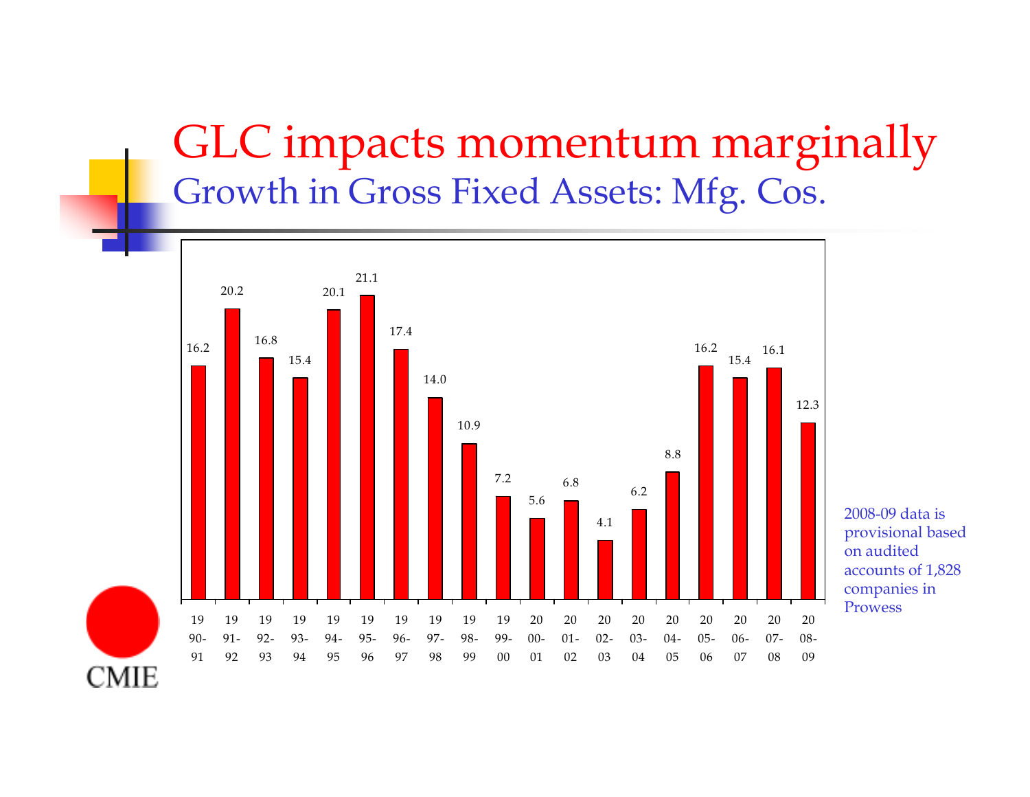# GLC impacts momentum marginally

## Growth in Gross Fixed Assets: Mfg. Cos.

| Year | Growth (%) |
|---|---|
| 1990-91 | 16.2 |
| 1991-92 | 20.2 |
| 1992-93 | 16.8 |
| 1993-94 | 15.4 |
| 1994-95 | 20.1 |
| 1995-96 | 21.1 |
| 1996-97 | 17.4 |
| 1997-98 | 14.0 |
| 1998-99 | 10.9 |
| 1999-00 | 7.2 |
| 2000-01 | 5.6 |
| 2001-02 | 6.8 |
| 2002-03 | 4.1 |
| 2003-04 | 6.2 |
| 2004-05 | 8.8 |
| 2005-06 | 16.2 |
| 2006-07 | 15.4 |
| 2007-08 | 16.1 |
| 2008-09 | 12.3 |

2008-09 data is provisional based on audited accounts of 1,828 companies in Prowess

CMIE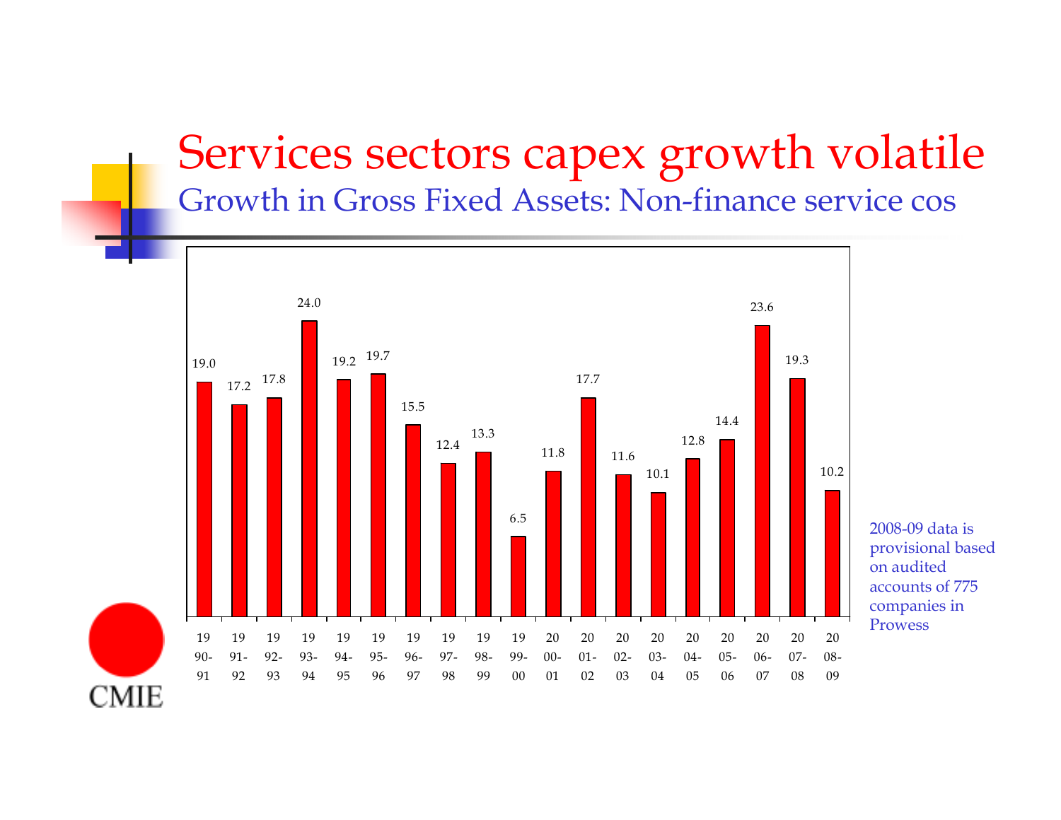# Services sectors capex growth volatile

## Growth in Gross Fixed Assets: Non-finance service cos

| Year | Growth (%) |
|---|---|
| 1990-91 | 19.0 |
| 1991-92 | 17.2 |
| 1992-93 | 17.8 |
| 1993-94 | 24.0 |
| 1994-95 | 19.2 |
| 1995-96 | 19.7 |
| 1996-97 | 15.5 |
| 1997-98 | 12.4 |
| 1998-99 | 13.3 |
| 1999-00 | 6.5 |
| 2000-01 | 11.8 |
| 2001-02 | 17.7 |
| 2002-03 | 11.6 |
| 2003-04 | 10.1 |
| 2004-05 | 12.8 |
| 2005-06 | 14.4 |
| 2006-07 | 23.6 |
| 2007-08 | 19.3 |
| 2008-09 | 10.2 |

2008-09 data is provisional based on audited accounts of 775 companies in Prowess

CMIE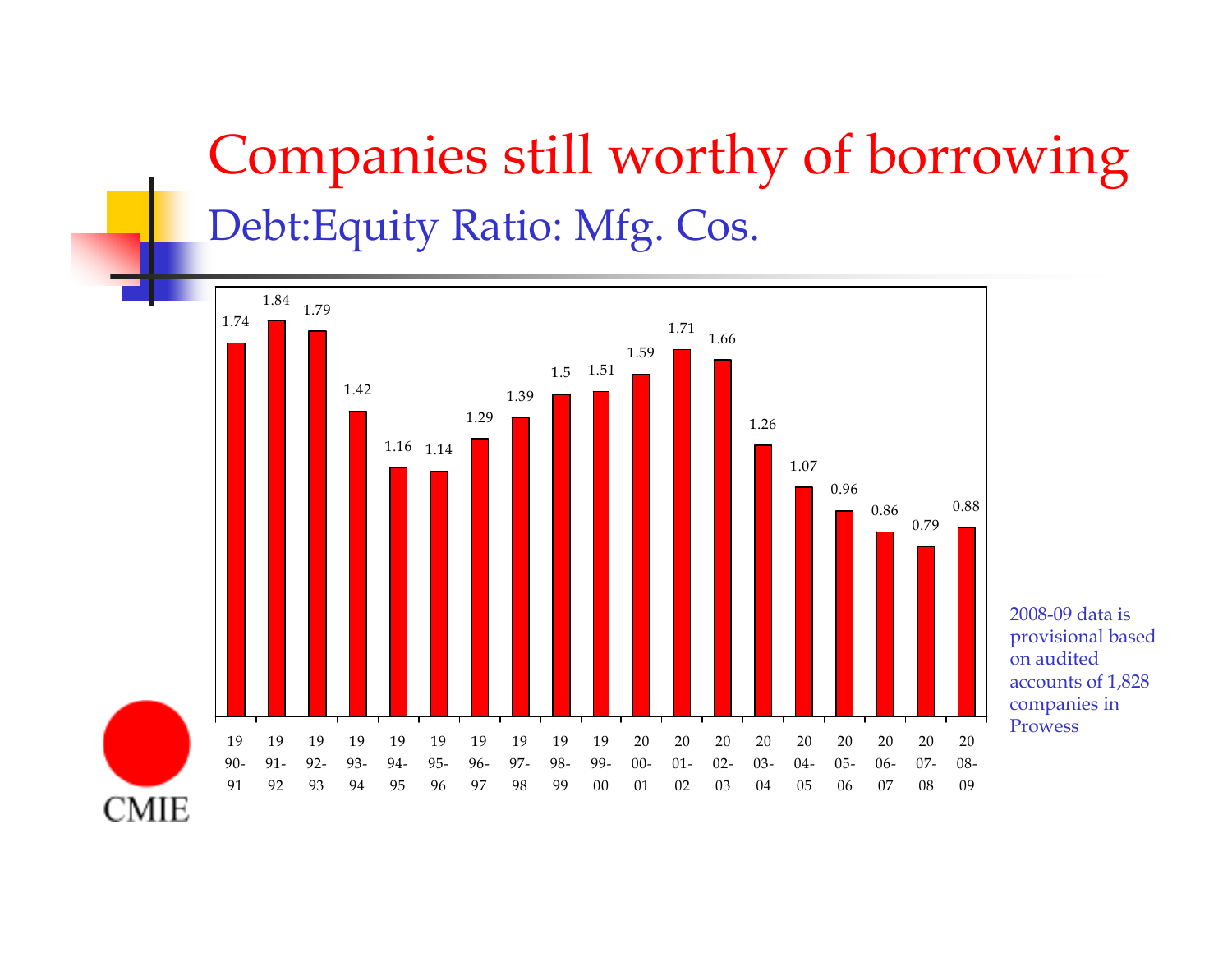# Companies still worthy of borrowing

## Debt:Equity Ratio: Mfg. Cos.

| Year | Debt:Equity Ratio |
|---|---|
| 1990-91 | 1.74 |
| 1991-92 | 1.84 |
| 1992-93 | 1.79 |
| 1993-94 | 1.42 |
| 1994-95 | 1.16 |
| 1995-96 | 1.14 |
| 1996-97 | 1.29 |
| 1997-98 | 1.39 |
| 1998-99 | 1.5 |
| 1999-00 | 1.51 |
| 2000-01 | 1.59 |
| 2001-02 | 1.71 |
| 2002-03 | 1.66 |
| 2003-04 | 1.26 |
| 2004-05 | 1.07 |
| 2005-06 | 0.96 |
| 2006-07 | 0.86 |
| 2007-08 | 0.79 |
| 2008-09 | 0.88 |

2008-09 data is provisional based on audited accounts of 1,828 companies in Prowess

CMIE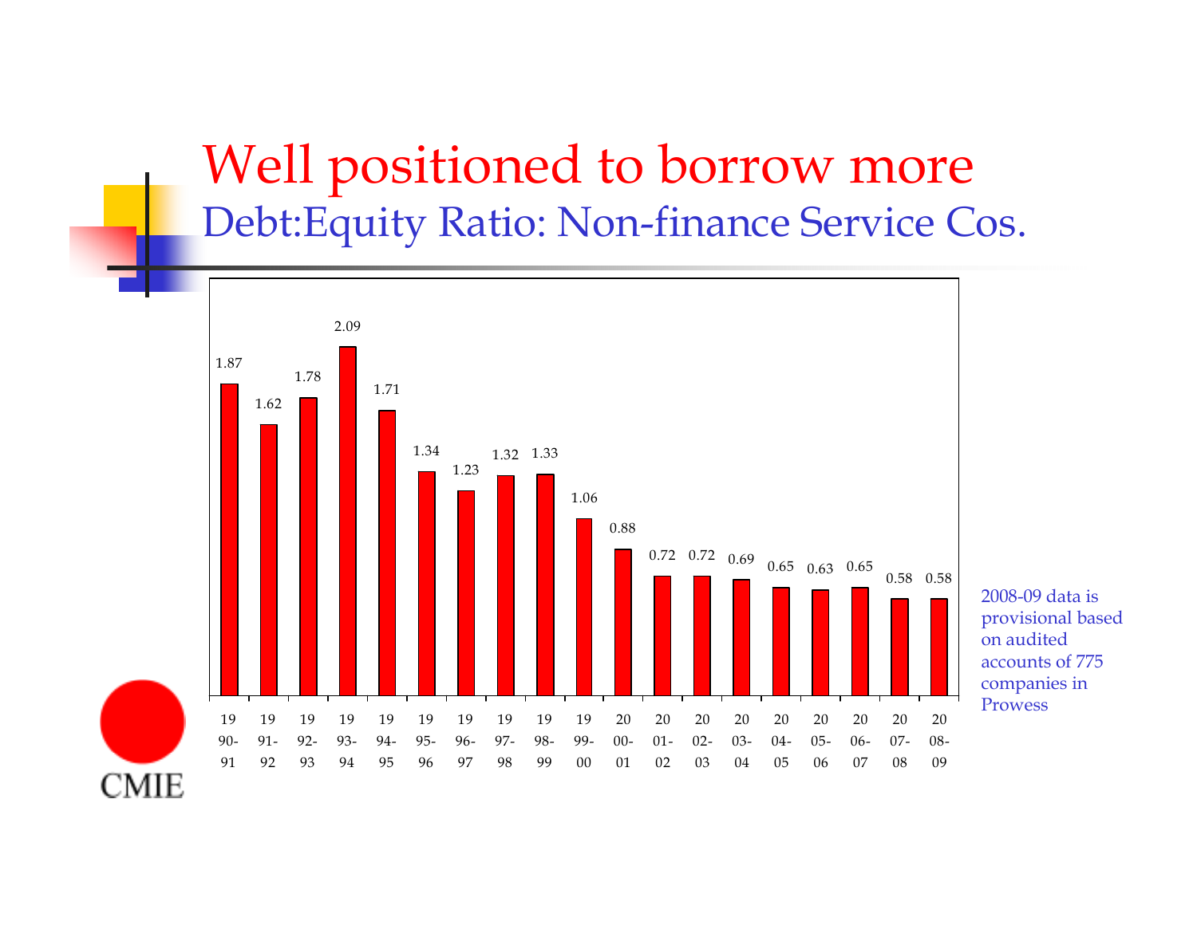# Well positioned to borrow more

## Debt:Equity Ratio: Non-finance Service Cos.

| Year | Debt:Equity Ratio |
|---|---|
| 1990-91 | 1.87 |
| 1991-92 | 1.62 |
| 1992-93 | 1.78 |
| 1993-94 | 2.09 |
| 1994-95 | 1.71 |
| 1995-96 | 1.34 |
| 1996-97 | 1.23 |
| 1997-98 | 1.32 |
| 1998-99 | 1.33 |
| 1999-00 | 1.06 |
| 2000-01 | 0.88 |
| 2001-02 | 0.72 |
| 2002-03 | 0.72 |
| 2003-04 | 0.69 |
| 2004-05 | 0.65 |
| 2005-06 | 0.63 |
| 2006-07 | 0.65 |
| 2007-08 | 0.58 |
| 2008-09 | 0.58 |

2008-09 data is provisional based on audited accounts of 775 companies in Prowess

CMIE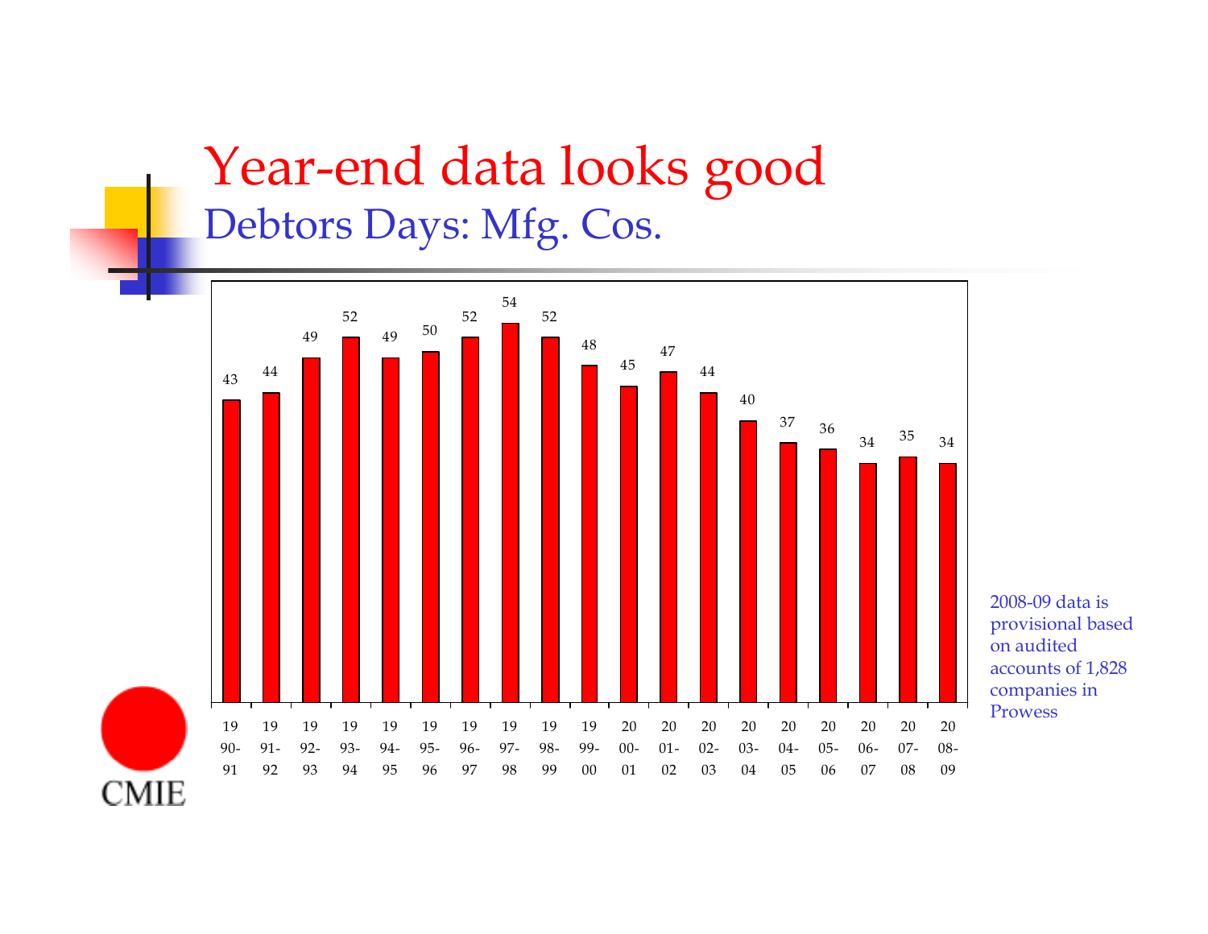# Year-end data looks good

## Debtors Days: Mfg. Cos.

| Year | Debtors Days |
|---|---|
| 1990-91 | 43 |
| 1991-92 | 44 |
| 1992-93 | 49 |
| 1993-94 | 52 |
| 1994-95 | 49 |
| 1995-96 | 50 |
| 1996-97 | 52 |
| 1997-98 | 54 |
| 1998-99 | 52 |
| 1999-00 | 48 |
| 2000-01 | 45 |
| 2001-02 | 47 |
| 2002-03 | 44 |
| 2003-04 | 40 |
| 2004-05 | 37 |
| 2005-06 | 36 |
| 2006-07 | 34 |
| 2007-08 | 35 |
| 2008-09 | 34 |

2008-09 data is provisional based on audited accounts of 1,828 companies in Prowess

CMIE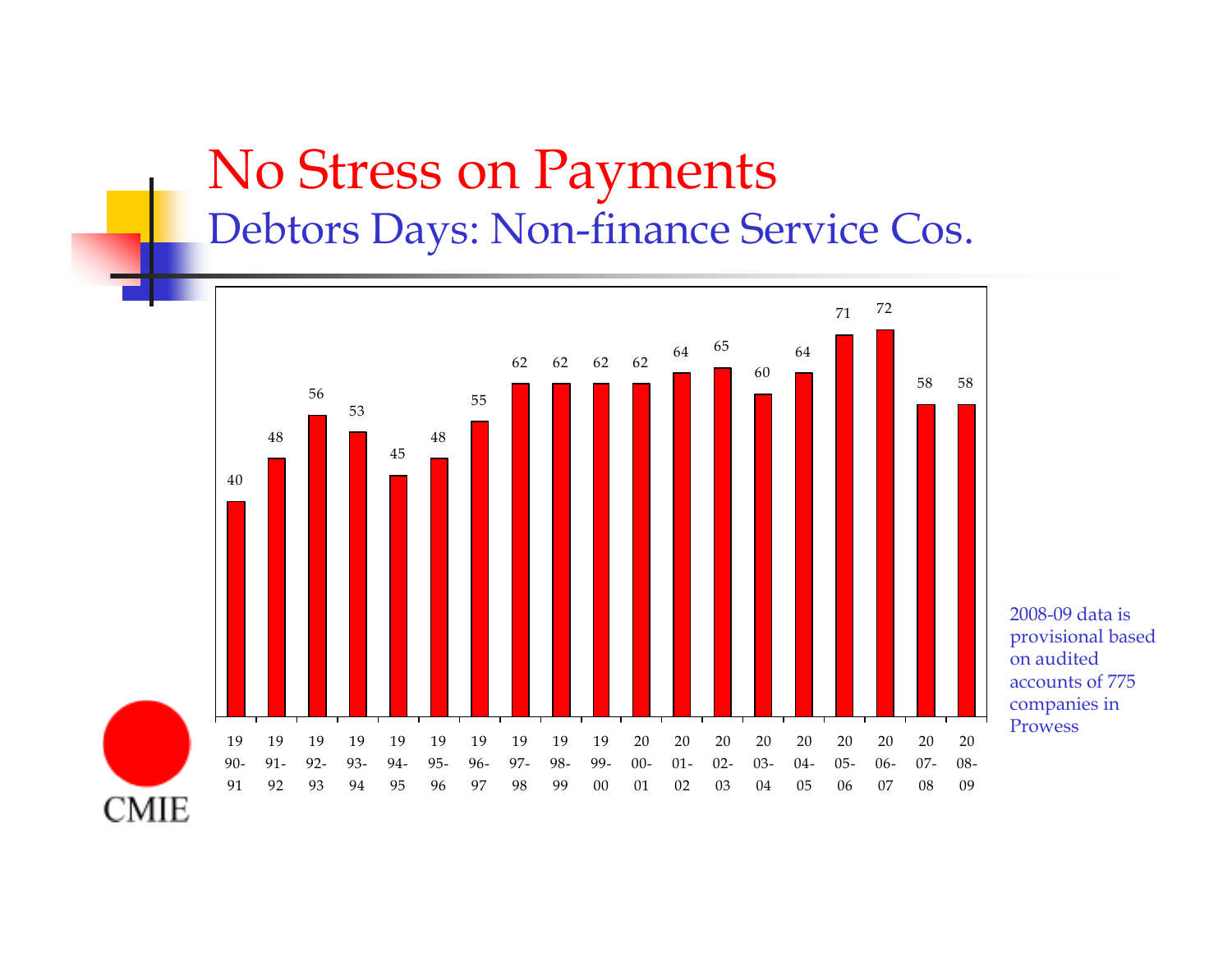# No Stress on Payments

## Debtors Days: Non-finance Service Cos.

| Year | Debtors Days |
|---|---|
| 1990-91 | 40 |
| 1991-92 | 48 |
| 1992-93 | 56 |
| 1993-94 | 53 |
| 1994-95 | 45 |
| 1995-96 | 48 |
| 1996-97 | 55 |
| 1997-98 | 62 |
| 1998-99 | 62 |
| 1999-00 | 62 |
| 2000-01 | 62 |
| 2001-02 | 64 |
| 2002-03 | 65 |
| 2003-04 | 60 |
| 2004-05 | 64 |
| 2005-06 | 71 |
| 2006-07 | 72 |
| 2007-08 | 58 |
| 2008-09 | 58 |

2008-09 data is provisional based on audited accounts of 775 companies in Prowess

CMIE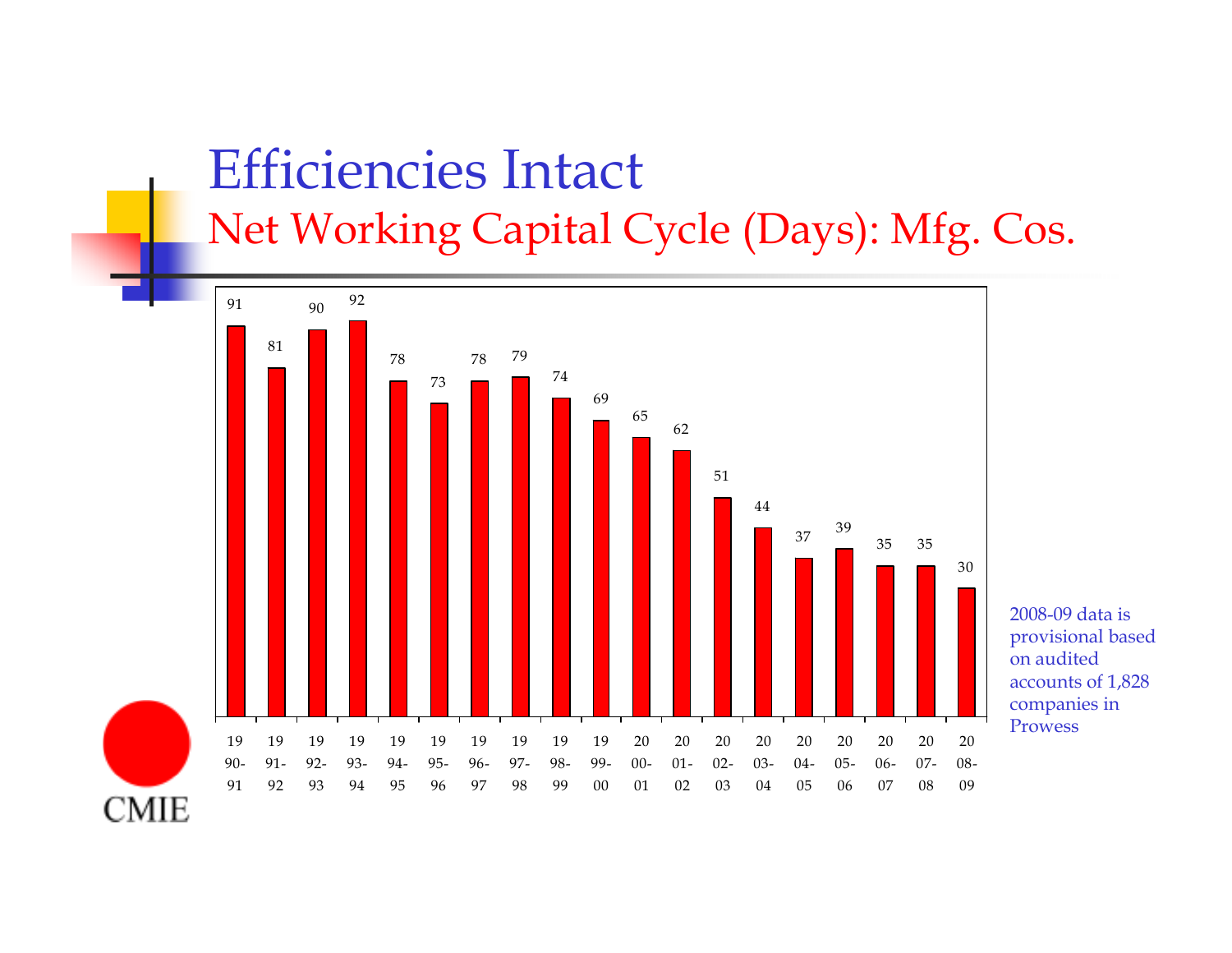# Efficiencies Intact

## Net Working Capital Cycle (Days): Mfg. Cos.

| Year | Days |
|---|---|
| 1990-91 | 91 |
| 1991-92 | 81 |
| 1992-93 | 90 |
| 1993-94 | 92 |
| 1994-95 | 78 |
| 1995-96 | 73 |
| 1996-97 | 78 |
| 1997-98 | 79 |
| 1998-99 | 74 |
| 1999-00 | 69 |
| 2000-01 | 65 |
| 2001-02 | 62 |
| 2002-03 | 51 |
| 2003-04 | 44 |
| 2004-05 | 37 |
| 2005-06 | 39 |
| 2006-07 | 35 |
| 2007-08 | 35 |
| 2008-09 | 30 |

2008-09 data is provisional based on audited accounts of 1,828 companies in Prowess

CMIE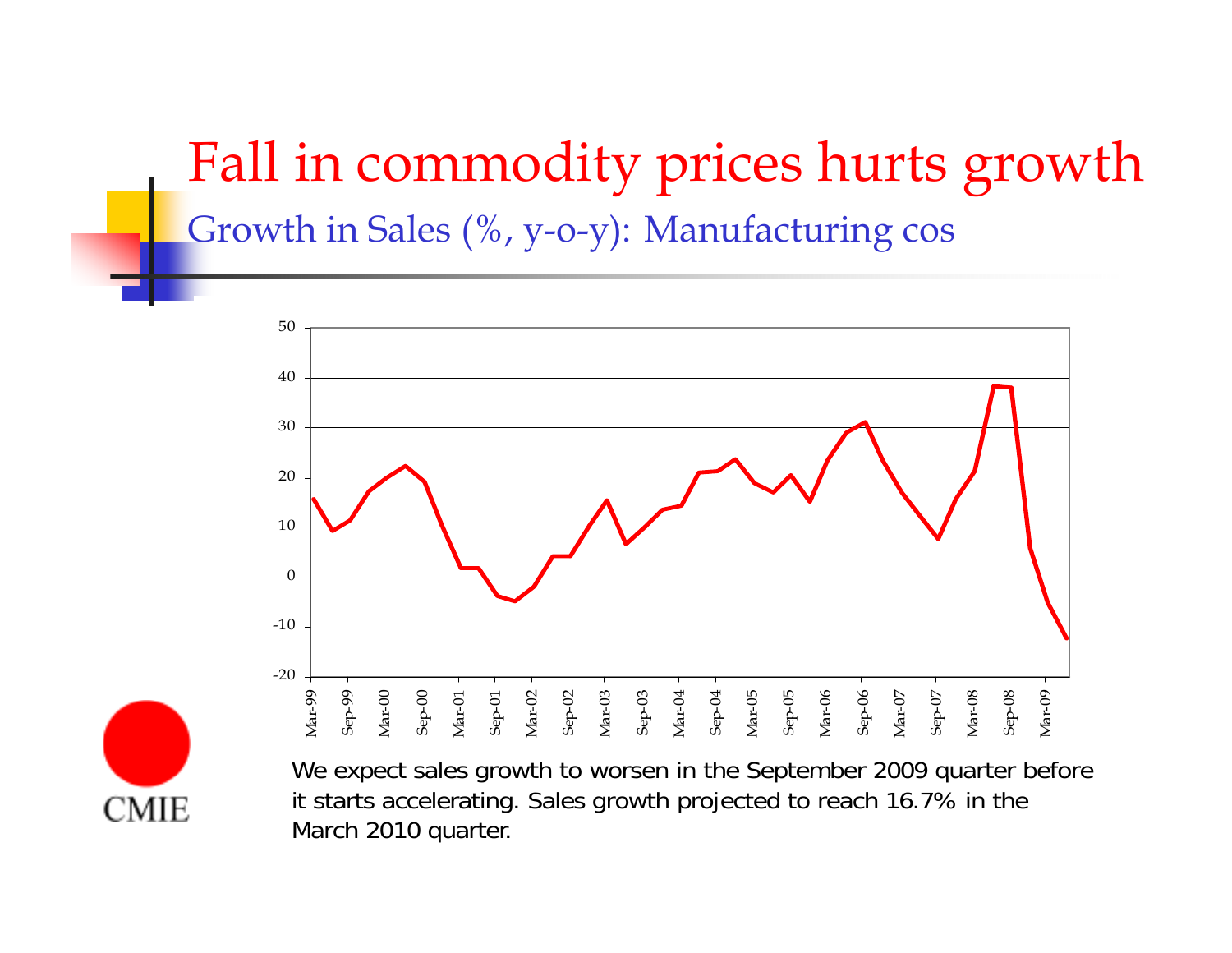# Fall in commodity prices hurts growth

## Growth in Sales (%, y-o-y): Manufacturing cos

We expect sales growth to worsen in the September 2009 quarter before it starts accelerating. Sales growth projected to reach 16.7% in the March 2010 quarter.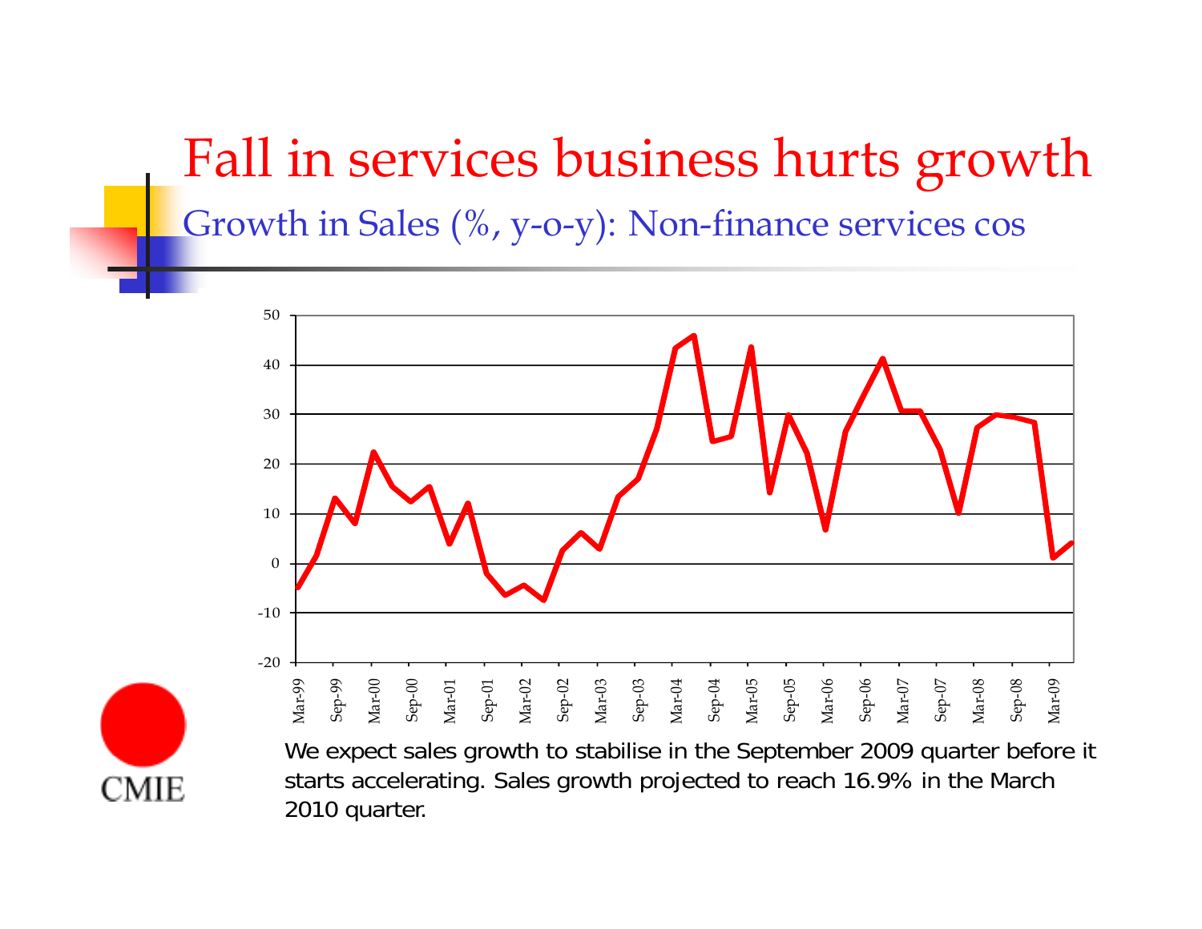# Fall in services business hurts growth

## Growth in Sales (%, y-o-y): Non-finance services cos

We expect sales growth to stabilise in the September 2009 quarter before it starts accelerating. Sales growth projected to reach 16.9% in the March 2010 quarter.

CMIE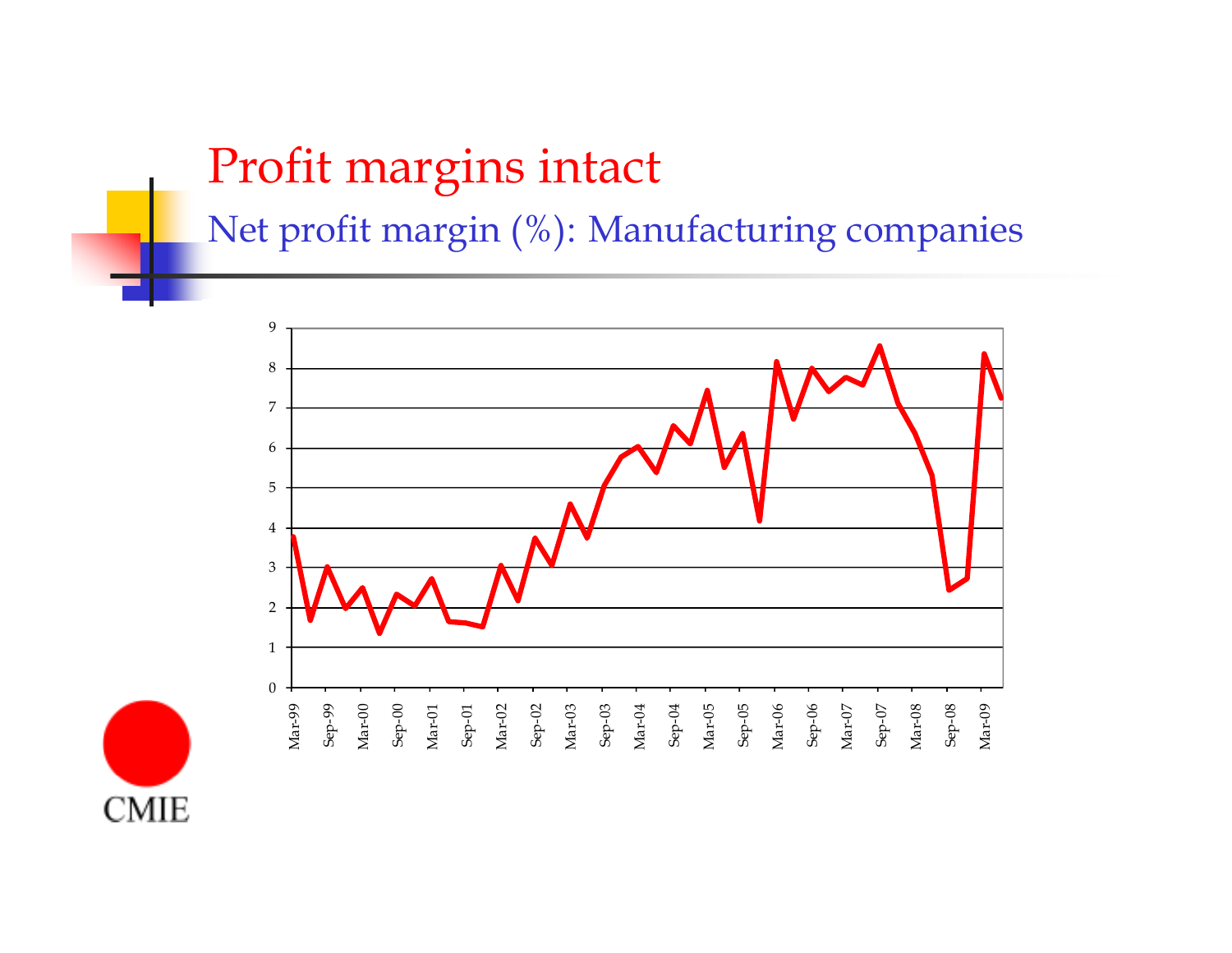# Profit margins intact

## Net profit margin (%): Manufacturing companies

CMIE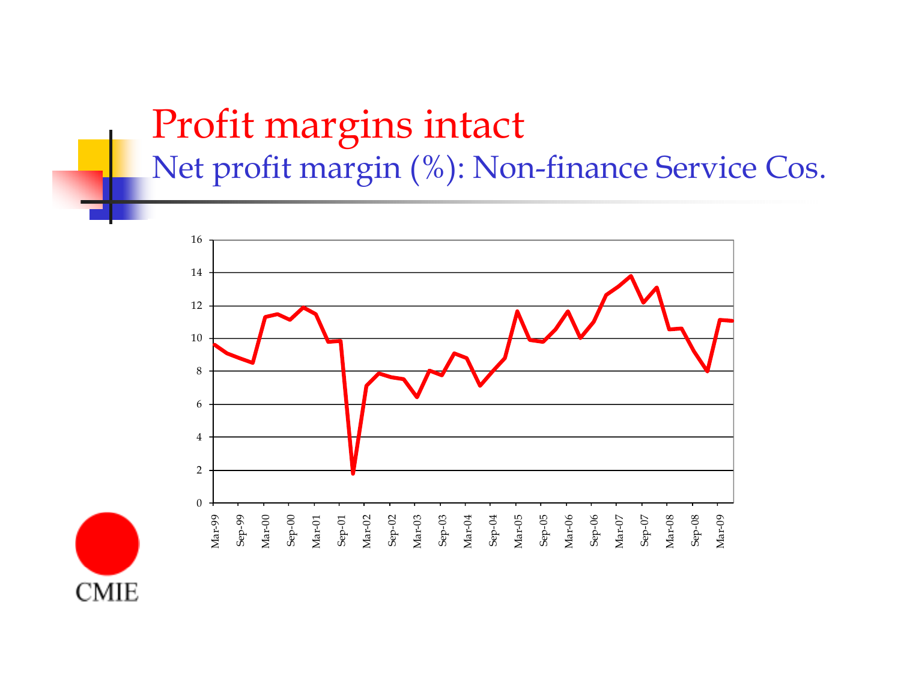# Profit margins intact

## Net profit margin (%): Non-finance Service Cos.

CMIE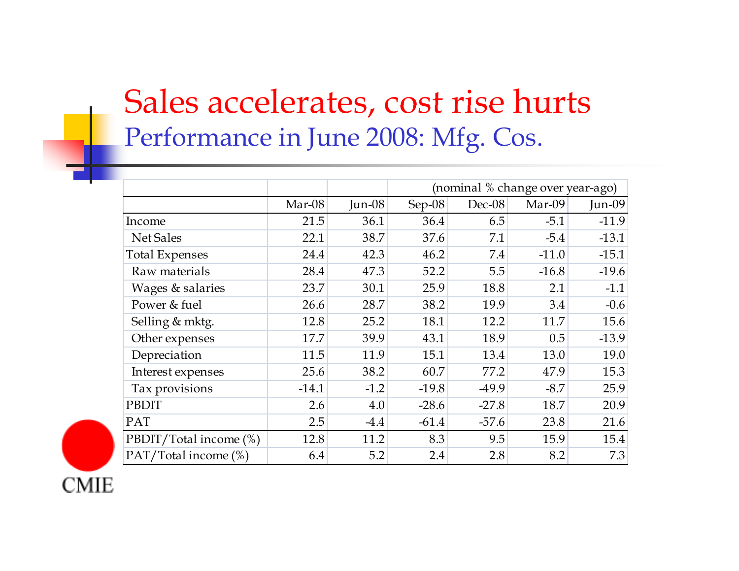# Sales accelerates, cost rise hurts

## Performance in June 2008: Mfg. Cos.

| | | | (nominal % change over year-ago) | | | |
|---|---|---|---|---|---|---|
| | Mar-08 | Jun-08 | Sep-08 | Dec-08 | Mar-09 | Jun-09 |
| Income | 21.5 | 36.1 | 36.4 | 6.5 | -5.1 | -11.9 |
| Net Sales | 22.1 | 38.7 | 37.6 | 7.1 | -5.4 | -13.1 |
| Total Expenses | 24.4 | 42.3 | 46.2 | 7.4 | -11.0 | -15.1 |
| Raw materials | 28.4 | 47.3 | 52.2 | 5.5 | -16.8 | -19.6 |
| Wages & salaries | 23.7 | 30.1 | 25.9 | 18.8 | 2.1 | -1.1 |
| Power & fuel | 26.6 | 28.7 | 38.2 | 19.9 | 3.4 | -0.6 |
| Selling & mktg. | 12.8 | 25.2 | 18.1 | 12.2 | 11.7 | 15.6 |
| Other expenses | 17.7 | 39.9 | 43.1 | 18.9 | 0.5 | -13.9 |
| Depreciation | 11.5 | 11.9 | 15.1 | 13.4 | 13.0 | 19.0 |
| Interest expenses | 25.6 | 38.2 | 60.7 | 77.2 | 47.9 | 15.3 |
| Tax provisions | -14.1 | -1.2 | -19.8 | -49.9 | -8.7 | 25.9 |
| PBDIT | 2.6 | 4.0 | -28.6 | -27.8 | 18.7 | 20.9 |
| PAT | 2.5 | -4.4 | -61.4 | -57.6 | 23.8 | 21.6 |
| PBDIT/Total income (%) | 12.8 | 11.2 | 8.3 | 9.5 | 15.9 | 15.4 |
| PAT/Total income (%) | 6.4 | 5.2 | 2.4 | 2.8 | 8.2 | 7.3 |

CMIE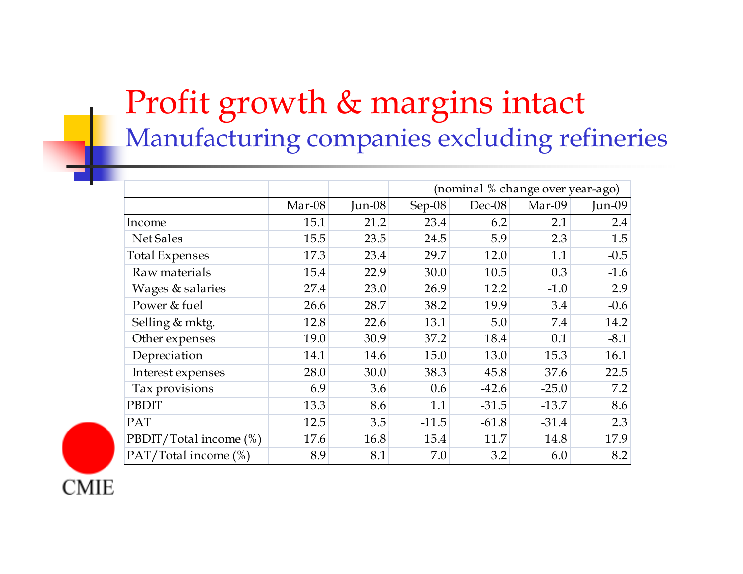# Profit growth & margins intact

## Manufacturing companies excluding refineries

| | | | (nominal % change over year-ago) | | | |
|---|---|---|---|---|---|---|
| | Mar-08 | Jun-08 | Sep-08 | Dec-08 | Mar-09 | Jun-09 |
| Income | 15.1 | 21.2 | 23.4 | 6.2 | 2.1 | 2.4 |
| Net Sales | 15.5 | 23.5 | 24.5 | 5.9 | 2.3 | 1.5 |
| Total Expenses | 17.3 | 23.4 | 29.7 | 12.0 | 1.1 | -0.5 |
| Raw materials | 15.4 | 22.9 | 30.0 | 10.5 | 0.3 | -1.6 |
| Wages & salaries | 27.4 | 23.0 | 26.9 | 12.2 | -1.0 | 2.9 |
| Power & fuel | 26.6 | 28.7 | 38.2 | 19.9 | 3.4 | -0.6 |
| Selling & mktg. | 12.8 | 22.6 | 13.1 | 5.0 | 7.4 | 14.2 |
| Other expenses | 19.0 | 30.9 | 37.2 | 18.4 | 0.1 | -8.1 |
| Depreciation | 14.1 | 14.6 | 15.0 | 13.0 | 15.3 | 16.1 |
| Interest expenses | 28.0 | 30.0 | 38.3 | 45.8 | 37.6 | 22.5 |
| Tax provisions | 6.9 | 3.6 | 0.6 | -42.6 | -25.0 | 7.2 |
| PBDIT | 13.3 | 8.6 | 1.1 | -31.5 | -13.7 | 8.6 |
| PAT | 12.5 | 3.5 | -11.5 | -61.8 | -31.4 | 2.3 |
| PBDIT/Total income (%) | 17.6 | 16.8 | 15.4 | 11.7 | 14.8 | 17.9 |
| PAT/Total income (%) | 8.9 | 8.1 | 7.0 | 3.2 | 6.0 | 8.2 |

CMIE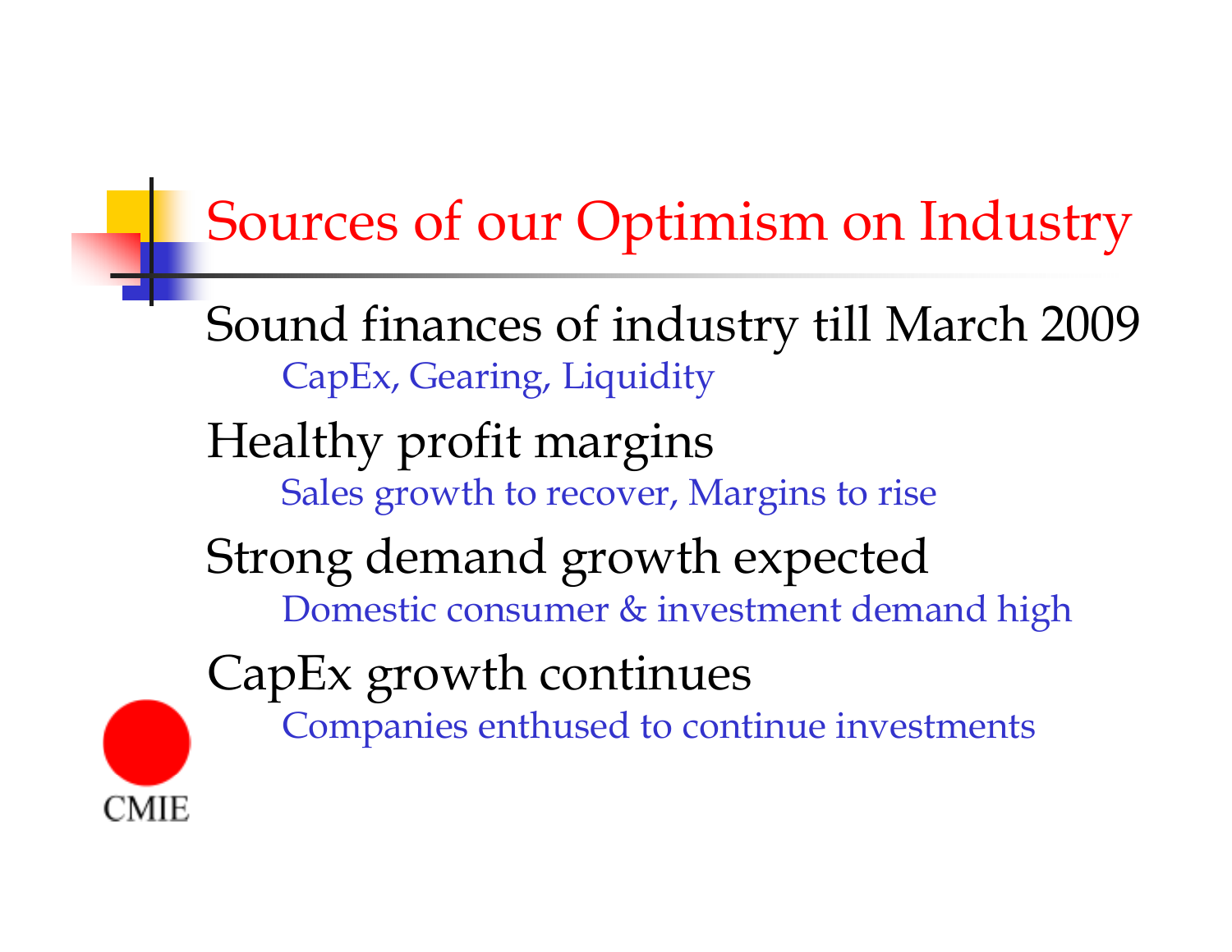# Sources of our Optimism on Industry

- Sound finances of industry till March 2009
  - CapEx, Gearing, Liquidity
- Healthy profit margins
  - Sales growth to recover, Margins to rise
- Strong demand growth expected
  - Domestic consumer & investment demand high
- CapEx growth continues
  - Companies enthused to continue investments

CMIE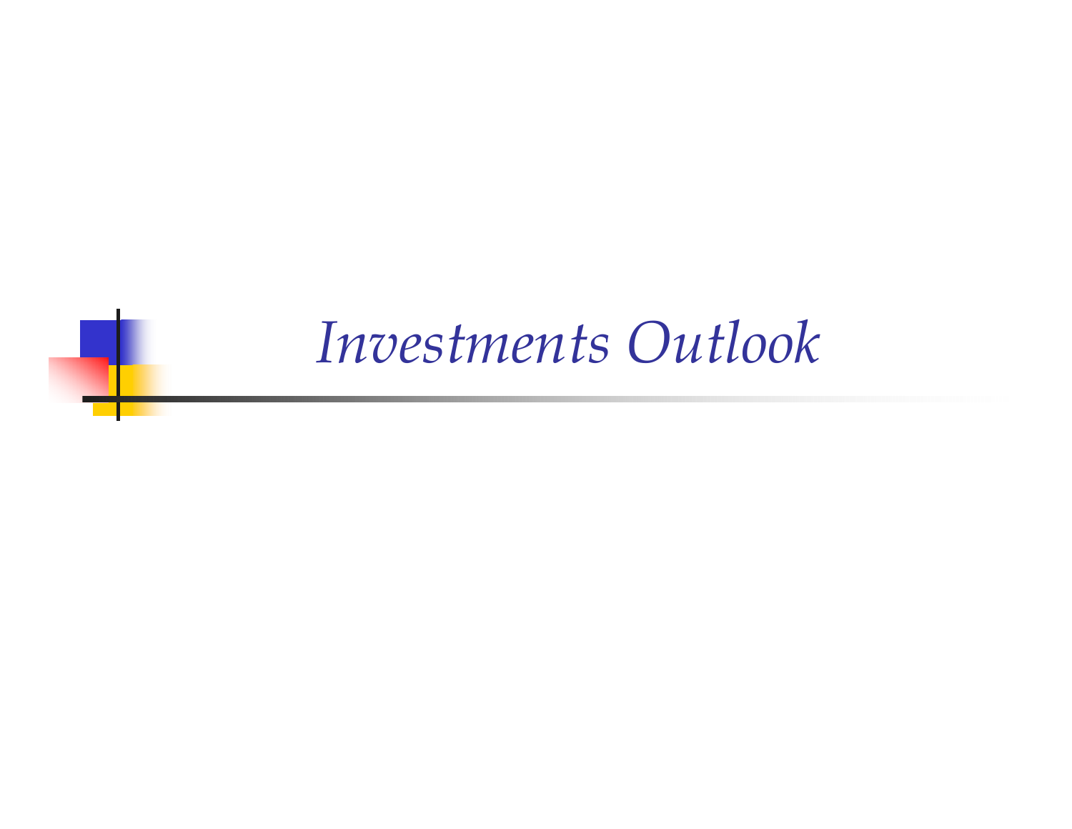# *Investments Outlook*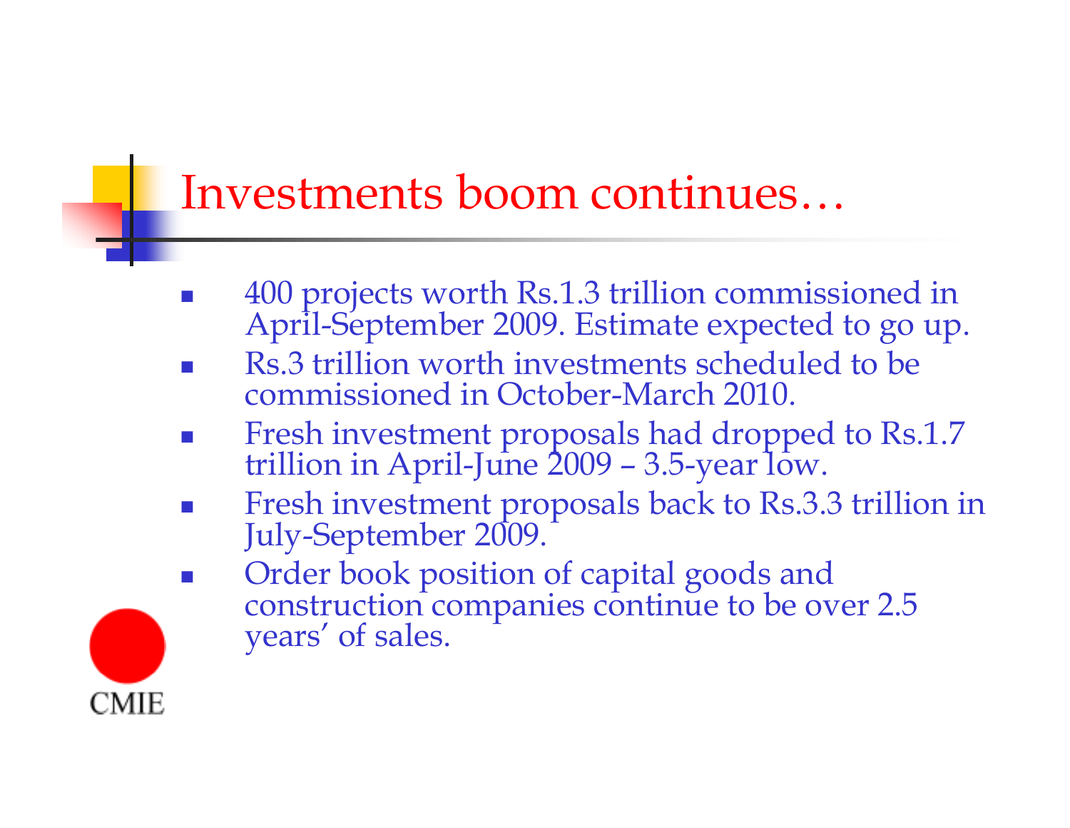# Investments boom continues…

- 400 projects worth Rs.1.3 trillion commissioned in April-September 2009. Estimate expected to go up.
- Rs.3 trillion worth investments scheduled to be commissioned in October-March 2010.
- Fresh investment proposals had dropped to Rs.1.7 trillion in April-June 2009 – 3.5-year low.
- Fresh investment proposals back to Rs.3.3 trillion in July-September 2009.
- Order book position of capital goods and construction companies continue to be over 2.5 years' of sales.

CMIE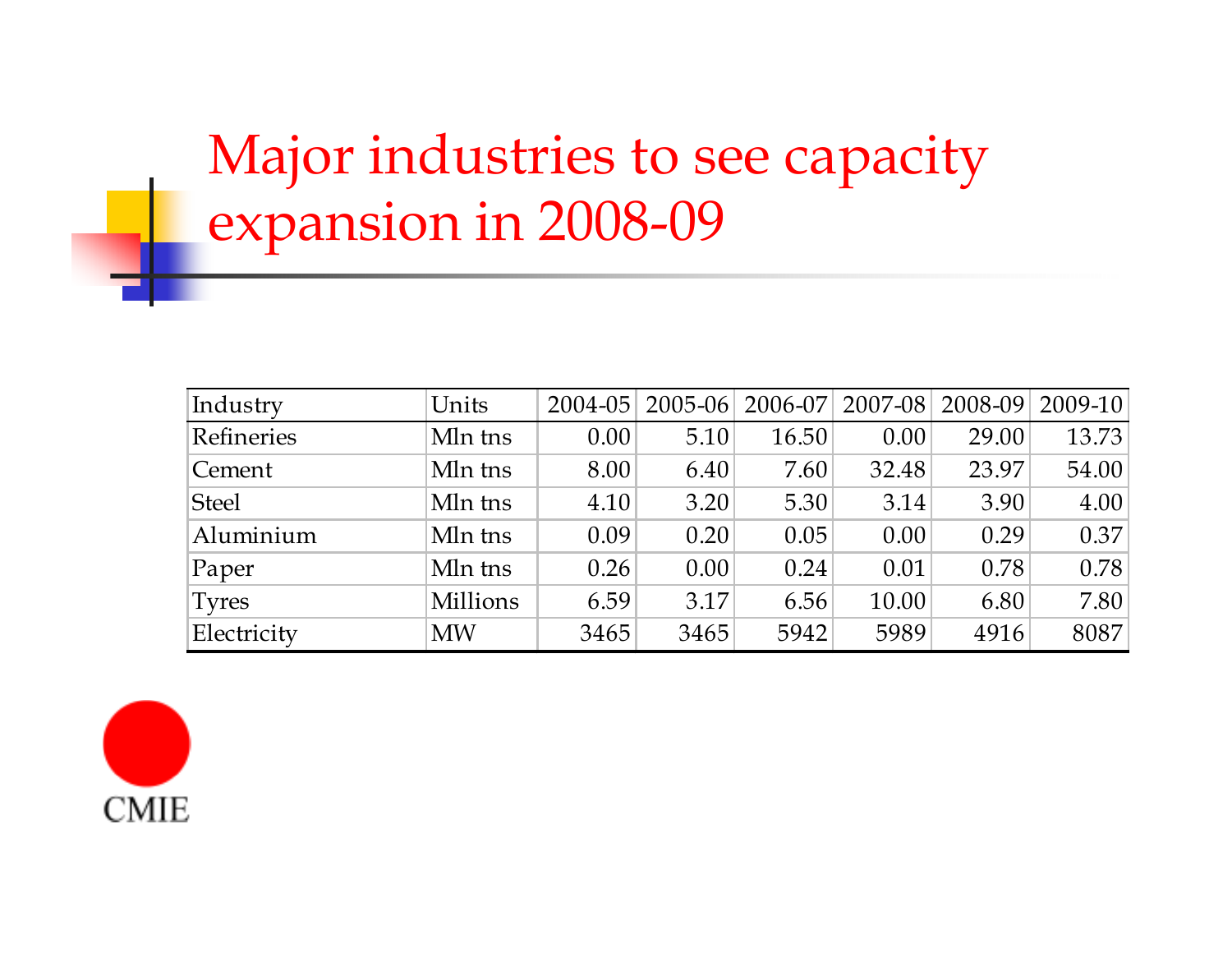# Major industries to see capacity expansion in 2008-09

| Industry | Units | 2004-05 | 2005-06 | 2006-07 | 2007-08 | 2008-09 | 2009-10 |
|---|---|---|---|---|---|---|---|
| Refineries | Mln tns | 0.00 | 5.10 | 16.50 | 0.00 | 29.00 | 13.73 |
| Cement | Mln tns | 8.00 | 6.40 | 7.60 | 32.48 | 23.97 | 54.00 |
| Steel | Mln tns | 4.10 | 3.20 | 5.30 | 3.14 | 3.90 | 4.00 |
| Aluminium | Mln tns | 0.09 | 0.20 | 0.05 | 0.00 | 0.29 | 0.37 |
| Paper | Mln tns | 0.26 | 0.00 | 0.24 | 0.01 | 0.78 | 0.78 |
| Tyres | Millions | 6.59 | 3.17 | 6.56 | 10.00 | 6.80 | 7.80 |
| Electricity | MW | 3465 | 3465 | 5942 | 5989 | 4916 | 8087 |

CMIE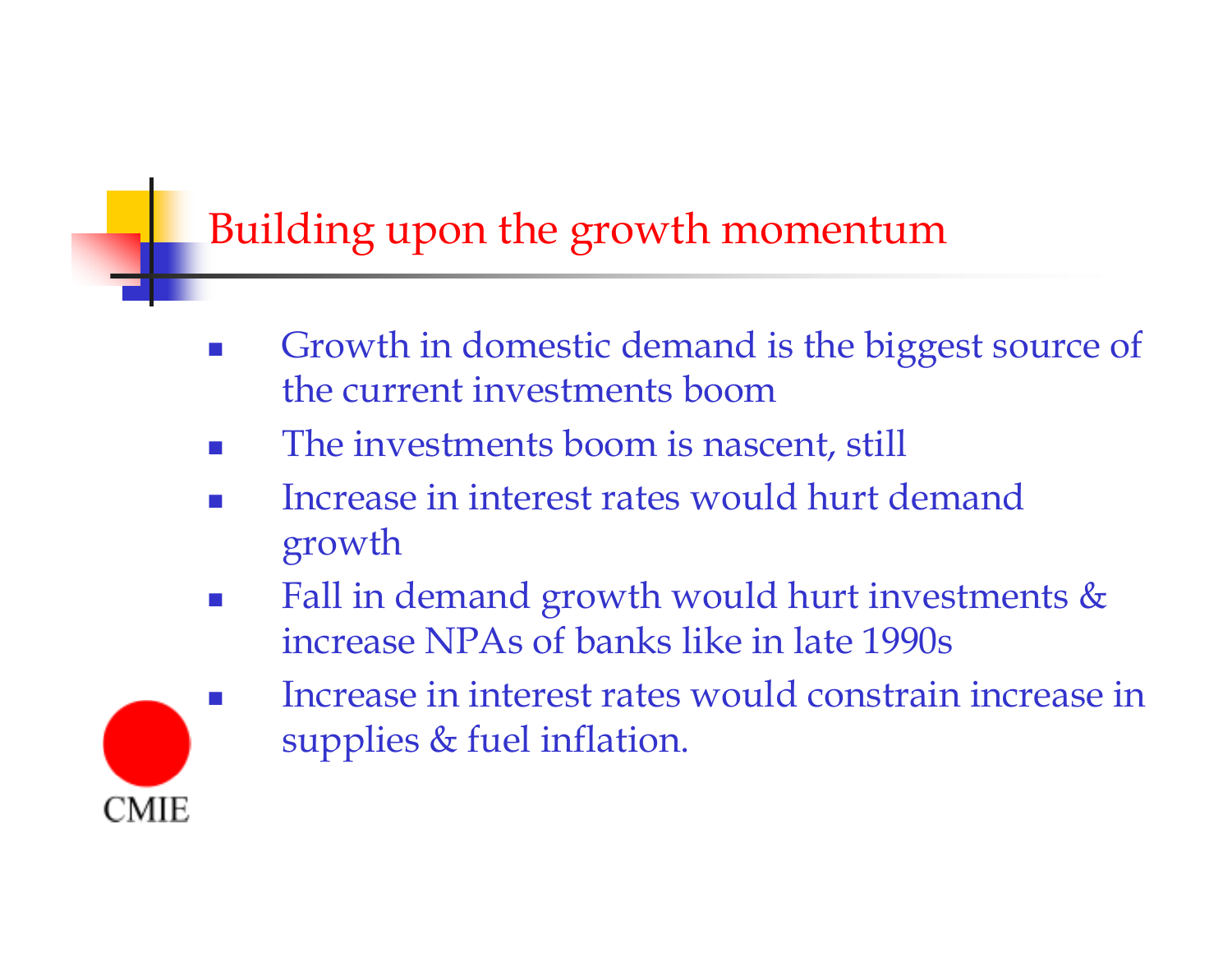# Building upon the growth momentum

- Growth in domestic demand is the biggest source of the current investments boom
- The investments boom is nascent, still
- Increase in interest rates would hurt demand growth
- Fall in demand growth would hurt investments & increase NPAs of banks like in late 1990s
- Increase in interest rates would constrain increase in supplies & fuel inflation.

CMIE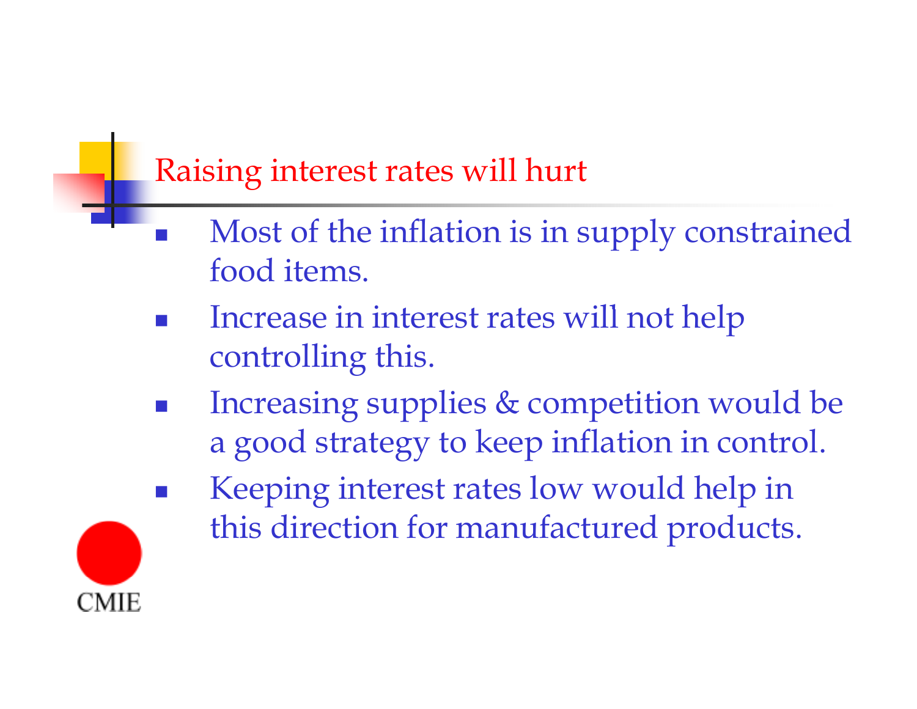## Raising interest rates will hurt

- Most of the inflation is in supply constrained food items.
- Increase in interest rates will not help controlling this.
- Increasing supplies & competition would be a good strategy to keep inflation in control.
- Keeping interest rates low would help in this direction for manufactured products.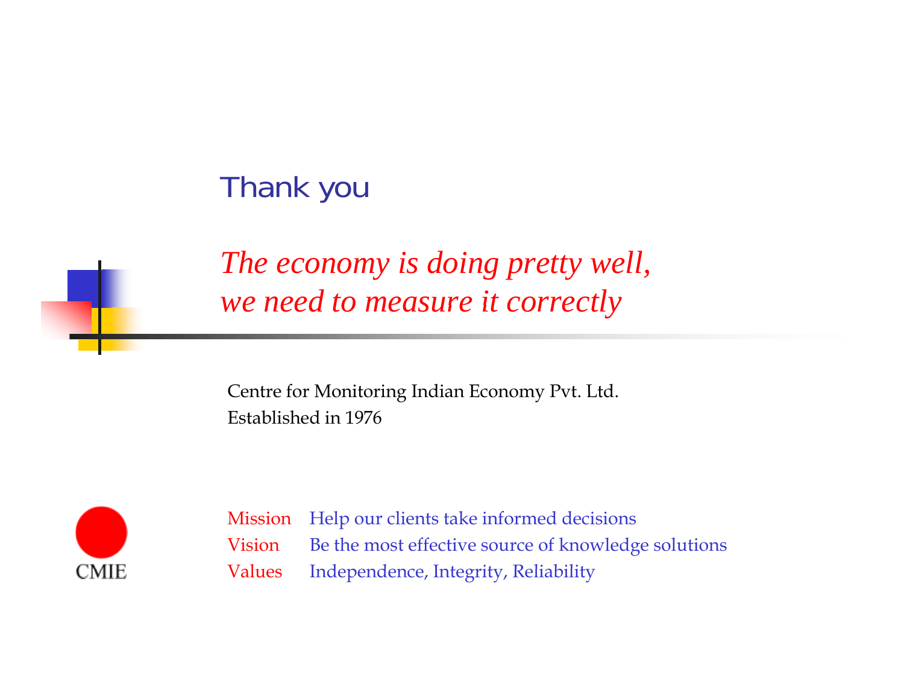# Thank you

*The economy is doing pretty well,*
*we need to measure it correctly*

Centre for Monitoring Indian Economy Pvt. Ltd.
Established in 1976

CMIE

| | |
|---|---|
| Mission | Help our clients take informed decisions |
| Vision | Be the most effective source of knowledge solutions |
| Values | Independence, Integrity, Reliability |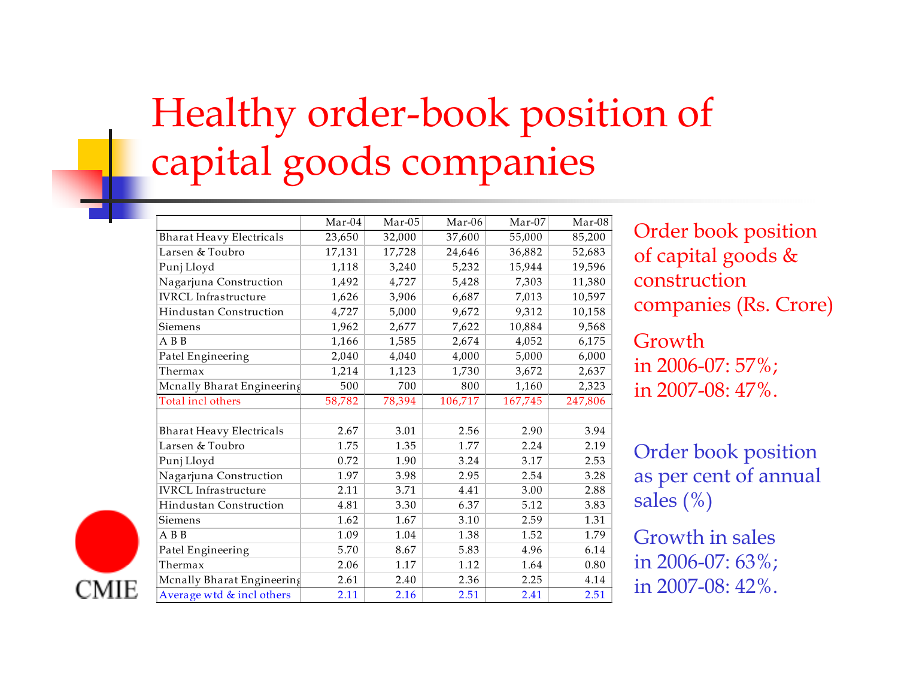# Healthy order-book position of capital goods companies

| | Mar-04 | Mar-05 | Mar-06 | Mar-07 | Mar-08 |
|---|---|---|---|---|---|
| Bharat Heavy Electricals | 23,650 | 32,000 | 37,600 | 55,000 | 85,200 |
| Larsen & Toubro | 17,131 | 17,728 | 24,646 | 36,882 | 52,683 |
| Punj Lloyd | 1,118 | 3,240 | 5,232 | 15,944 | 19,596 |
| Nagarjuna Construction | 1,492 | 4,727 | 5,428 | 7,303 | 11,380 |
| IVRCL Infrastructure | 1,626 | 3,906 | 6,687 | 7,013 | 10,597 |
| Hindustan Construction | 4,727 | 5,000 | 9,672 | 9,312 | 10,158 |
| Siemens | 1,962 | 2,677 | 7,622 | 10,884 | 9,568 |
| A B B | 1,166 | 1,585 | 2,674 | 4,052 | 6,175 |
| Patel Engineering | 2,040 | 4,040 | 4,000 | 5,000 | 6,000 |
| Thermax | 1,214 | 1,123 | 1,730 | 3,672 | 2,637 |
| Mcnally Bharat Engineering | 500 | 700 | 800 | 1,160 | 2,323 |
| Total incl others | 58,782 | 78,394 | 106,717 | 167,745 | 247,806 |
| | | | | | |
| Bharat Heavy Electricals | 2.67 | 3.01 | 2.56 | 2.90 | 3.94 |
| Larsen & Toubro | 1.75 | 1.35 | 1.77 | 2.24 | 2.19 |
| Punj Lloyd | 0.72 | 1.90 | 3.24 | 3.17 | 2.53 |
| Nagarjuna Construction | 1.97 | 3.98 | 2.95 | 2.54 | 3.28 |
| IVRCL Infrastructure | 2.11 | 3.71 | 4.41 | 3.00 | 2.88 |
| Hindustan Construction | 4.81 | 3.30 | 6.37 | 5.12 | 3.83 |
| Siemens | 1.62 | 1.67 | 3.10 | 2.59 | 1.31 |
| A B B | 1.09 | 1.04 | 1.38 | 1.52 | 1.79 |
| Patel Engineering | 5.70 | 8.67 | 5.83 | 4.96 | 6.14 |
| Thermax | 2.06 | 1.17 | 1.12 | 1.64 | 0.80 |
| Mcnally Bharat Engineering | 2.61 | 2.40 | 2.36 | 2.25 | 4.14 |
| Average wtd & incl others | 2.11 | 2.16 | 2.51 | 2.41 | 2.51 |

Order book position of capital goods & construction companies (Rs. Crore)

Growth
in 2006-07: 57%;
in 2007-08: 47%.

Order book position as per cent of annual sales (%)

Growth in sales
in 2006-07: 63%;
in 2007-08: 42%.

CMIE